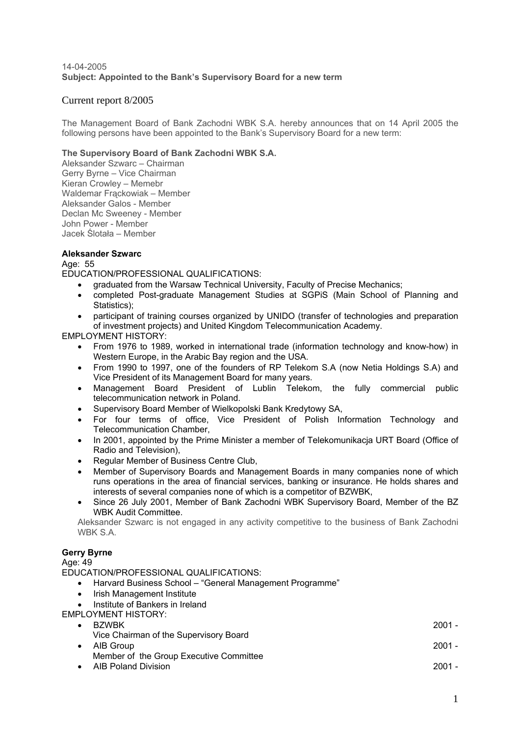14-04-2005
**Subject: Appointed to the Bank's Supervisory Board for a new term**

# Current report 8/2005

The Management Board of Bank Zachodni WBK S.A. hereby announces that on 14 April 2005 the following persons have been appointed to the Bank's Supervisory Board for a new term:

**The Supervisory Board of Bank Zachodni WBK S.A.**
Aleksander Szwarc – Chairman
Gerry Byrne – Vice Chairman
Kieran Crowley – Memebr
Waldemar Frąckowiak – Member
Aleksander Galos - Member
Declan Mc Sweeney - Member
John Power - Member
Jacek Ślotała – Member

**Aleksander Szwarc**
Age: 55
EDUCATION/PROFESSIONAL QUALIFICATIONS:

- graduated from the Warsaw Technical University, Faculty of Precise Mechanics;
- completed Post-graduate Management Studies at SGPiS (Main School of Planning and Statistics);
- participant of training courses organized by UNIDO (transfer of technologies and preparation of investment projects) and United Kingdom Telecommunication Academy.

EMPLOYMENT HISTORY:

- From 1976 to 1989, worked in international trade (information technology and know-how) in Western Europe, in the Arabic Bay region and the USA.
- From 1990 to 1997, one of the founders of RP Telekom S.A (now Netia Holdings S.A) and Vice President of its Management Board for many years.
- Management Board President of Lublin Telekom, the fully commercial public telecommunication network in Poland.
- Supervisory Board Member of Wielkopolski Bank Kredytowy SA,
- For four terms of office, Vice President of Polish Information Technology and Telecommunication Chamber,
- In 2001, appointed by the Prime Minister a member of Telekomunikacja URT Board (Office of Radio and Television),
- Regular Member of Business Centre Club,
- Member of Supervisory Boards and Management Boards in many companies none of which runs operations in the area of financial services, banking or insurance. He holds shares and interests of several companies none of which is a competitor of BZWBK,
- Since 26 July 2001, Member of Bank Zachodni WBK Supervisory Board, Member of the BZ WBK Audit Committee.

Aleksander Szwarc is not engaged in any activity competitive to the business of Bank Zachodni WBK S.A.

**Gerry Byrne**
Age: 49
EDUCATION/PROFESSIONAL QUALIFICATIONS:

- Harvard Business School – "General Management Programme"
- Irish Management Institute
- Institute of Bankers in Ireland

EMPLOYMENT HISTORY:

- BZWBK — 2001 -
  Vice Chairman of the Supervisory Board
- AIB Group — 2001 -
  Member of the Group Executive Committee
- AIB Poland Division — 2001 -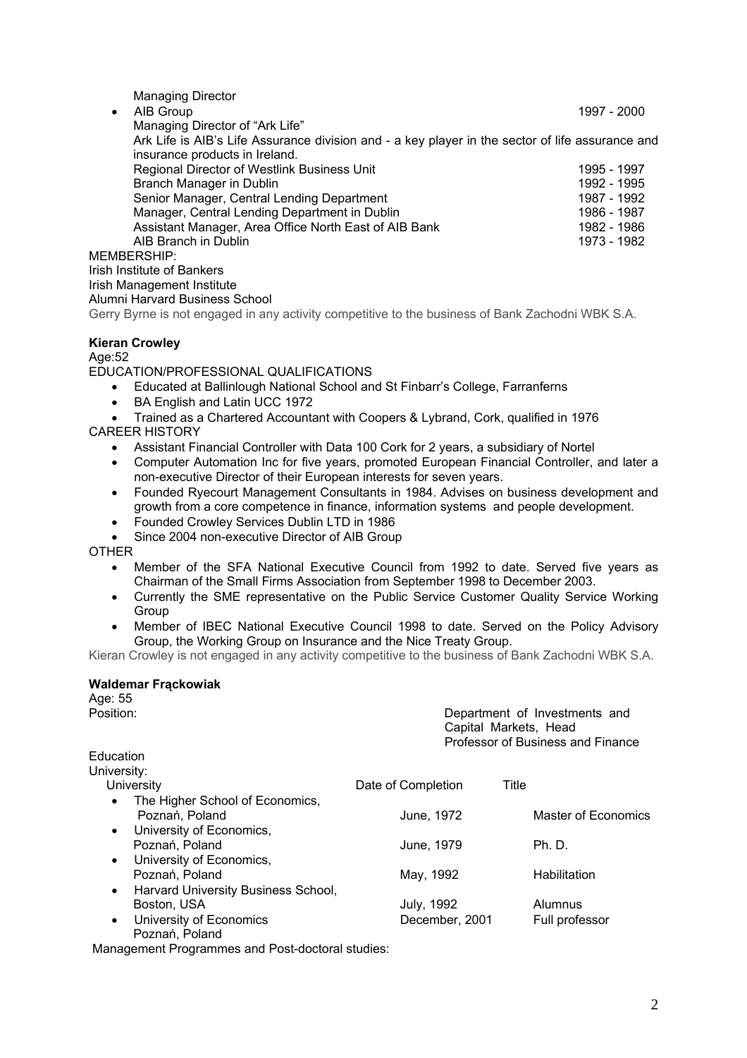Managing Director

- AIB Group 1997 - 2000

  Managing Director of "Ark Life"

  Ark Life is AIB's Life Assurance division and - a key player in the sector of life assurance and insurance products in Ireland.

  Regional Director of Westlink Business Unit 1995 - 1997

  Branch Manager in Dublin 1992 - 1995

  Senior Manager, Central Lending Department 1987 - 1992

  Manager, Central Lending Department in Dublin 1986 - 1987

  Assistant Manager, Area Office North East of AIB Bank 1982 - 1986

  AIB Branch in Dublin 1973 - 1982

MEMBERSHIP:

Irish Institute of Bankers

Irish Management Institute

Alumni Harvard Business School

Gerry Byrne is not engaged in any activity competitive to the business of Bank Zachodni WBK S.A.

**Kieran Crowley**

Age:52

EDUCATION/PROFESSIONAL QUALIFICATIONS

- Educated at Ballinlough National School and St Finbarr's College, Farranferns
- BA English and Latin UCC 1972
- Trained as a Chartered Accountant with Coopers & Lybrand, Cork, qualified in 1976

CAREER HISTORY

- Assistant Financial Controller with Data 100 Cork for 2 years, a subsidiary of Nortel
- Computer Automation Inc for five years, promoted European Financial Controller, and later a non-executive Director of their European interests for seven years.
- Founded Ryecourt Management Consultants in 1984. Advises on business development and growth from a core competence in finance, information systems and people development.
- Founded Crowley Services Dublin LTD in 1986
- Since 2004 non-executive Director of AIB Group

OTHER

- Member of the SFA National Executive Council from 1992 to date. Served five years as Chairman of the Small Firms Association from September 1998 to December 2003.
- Currently the SME representative on the Public Service Customer Quality Service Working Group
- Member of IBEC National Executive Council 1998 to date. Served on the Policy Advisory Group, the Working Group on Insurance and the Nice Treaty Group.

Kieran Crowley is not engaged in any activity competitive to the business of Bank Zachodni WBK S.A.

**Waldemar Frąckowiak**

Age: 55

Position: Department of Investments and Capital Markets, Head
Professor of Business and Finance

Education

University:

| University | Date of Completion | Title |
|---|---|---|
| The Higher School of Economics, Poznań, Poland | June, 1972 | Master of Economics |
| University of Economics, Poznań, Poland | June, 1979 | Ph. D. |
| University of Economics, Poznań, Poland | May, 1992 | Habilitation |
| Harvard University Business School, Boston, USA | July, 1992 | Alumnus |
| University of Economics Poznań, Poland | December, 2001 | Full professor |

Management Programmes and Post-doctoral studies: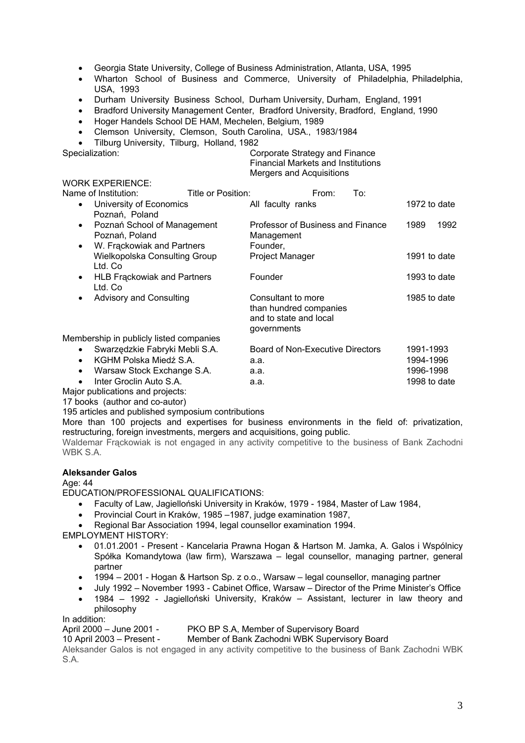- Georgia State University, College of Business Administration, Atlanta, USA, 1995
- Wharton School of Business and Commerce, University of Philadelphia, Philadelphia, USA, 1993
- Durham University Business School, Durham University, Durham, England, 1991
- Bradford University Management Center, Bradford University, Bradford, England, 1990
- Hoger Handels School DE HAM, Mechelen, Belgium, 1989
- Clemson University, Clemson, South Carolina, USA., 1983/1984
- Tilburg University, Tilburg, Holland, 1982

Specialization: Corporate Strategy and Finance
Financial Markets and Institutions
Mergers and Acquisitions

WORK EXPERIENCE:

| Name of Institution: | Title or Position: | From: To: |
|---|---|---|
| • University of Economics Poznań, Poland | All faculty ranks | 1972 to date |
| • Poznań School of Management Poznań, Poland | Professor of Business and Finance Management | 1989 1992 |
| • W. Frąckowiak and Partners Wielkopolska Consulting Group Ltd. Co | Founder, Project Manager | 1991 to date |
| • HLB Frąckowiak and Partners Ltd. Co | Founder | 1993 to date |
| • Advisory and Consulting | Consultant to more than hundred companies and to state and local governments | 1985 to date |
| Membership in publicly listed companies | | |
| • Swarzędzkie Fabryki Mebli S.A. | Board of Non-Executive Directors | 1991-1993 |
| • KGHM Polska Miedź S.A. | a.a. | 1994-1996 |
| • Warsaw Stock Exchange S.A. | a.a. | 1996-1998 |
| • Inter Groclin Auto S.A. | a.a. | 1998 to date |

Major publications and projects:

17 books (author and co-autor)

195 articles and published symposium contributions

More than 100 projects and expertises for business environments in the field of: privatization, restructuring, foreign investments, mergers and acquisitions, going public.

Waldemar Frąckowiak is not engaged in any activity competitive to the business of Bank Zachodni WBK S.A.

**Aleksander Galos**

Age: 44

EDUCATION/PROFESSIONAL QUALIFICATIONS:

- Faculty of Law, Jagielloński University in Kraków, 1979 - 1984, Master of Law 1984,
- Provincial Court in Kraków, 1985 –1987, judge examination 1987,
- Regional Bar Association 1994, legal counsellor examination 1994.

EMPLOYMENT HISTORY:

- 01.01.2001 - Present - Kancelaria Prawna Hogan & Hartson M. Jamka, A. Galos i Wspólnicy Spółka Komandytowa (law firm), Warszawa – legal counsellor, managing partner, general partner
- 1994 – 2001 - Hogan & Hartson Sp. z o.o., Warsaw – legal counsellor, managing partner
- July 1992 – November 1993 - Cabinet Office, Warsaw – Director of the Prime Minister's Office
- 1984 – 1992 - Jagielloński University, Kraków – Assistant, lecturer in law theory and philosophy

In addition:

April 2000 – June 2001 - PKO BP S.A, Member of Supervisory Board

10 April 2003 – Present - Member of Bank Zachodni WBK Supervisory Board

Aleksander Galos is not engaged in any activity competitive to the business of Bank Zachodni WBK S.A.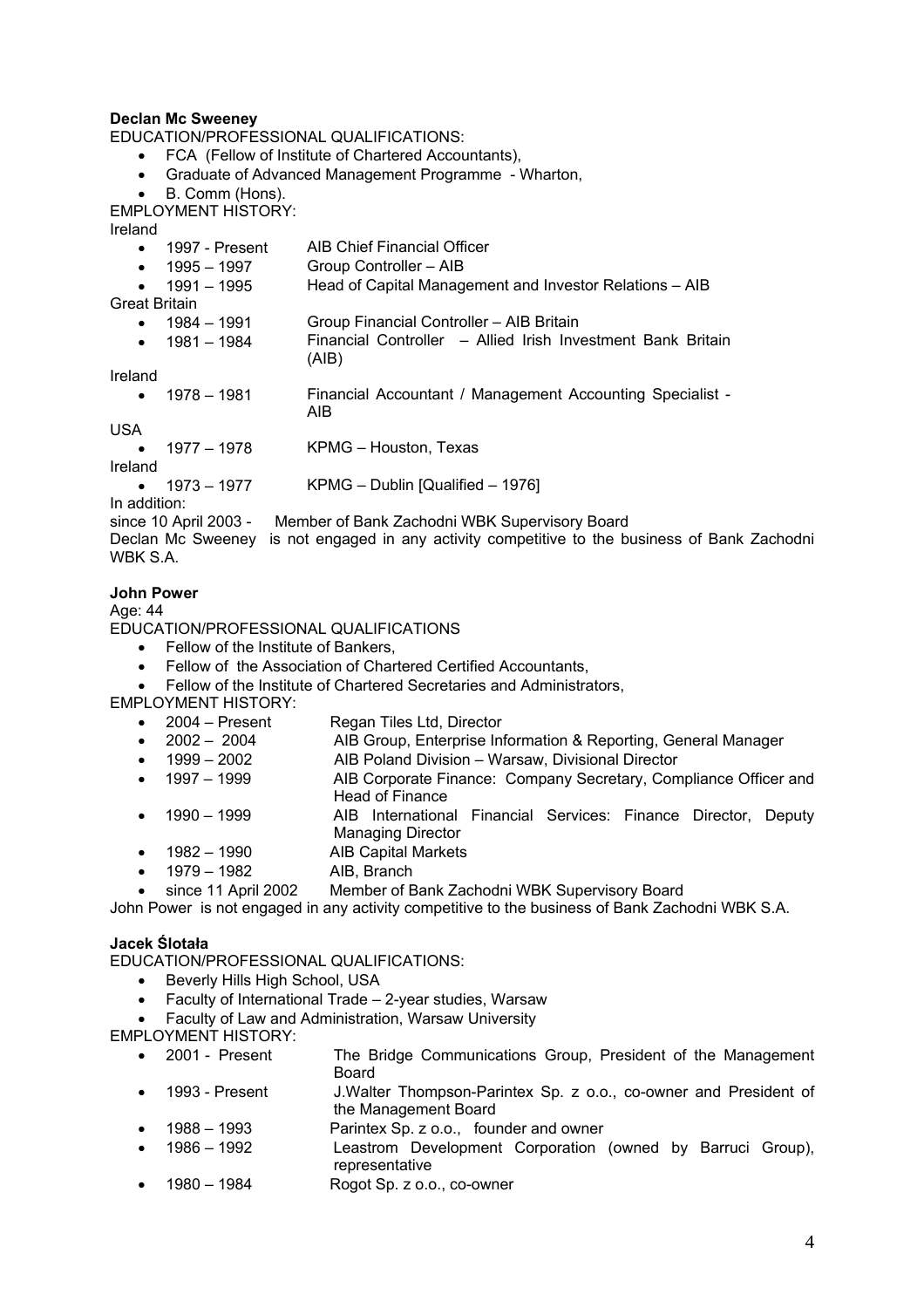**Declan Mc Sweeney**

EDUCATION/PROFESSIONAL QUALIFICATIONS:

- FCA (Fellow of Institute of Chartered Accountants),
- Graduate of Advanced Management Programme - Wharton,
- B. Comm (Hons).

EMPLOYMENT HISTORY:

Ireland

- 1997 - Present AIB Chief Financial Officer
- 1995 – 1997 Group Controller – AIB
- 1991 – 1995 Head of Capital Management and Investor Relations – AIB

Great Britain

- 1984 – 1991 Group Financial Controller – AIB Britain
- 1981 – 1984 Financial Controller – Allied Irish Investment Bank Britain (AIB)

Ireland

- 1978 – 1981 Financial Accountant / Management Accounting Specialist - AIB

USA

- 1977 – 1978 KPMG – Houston, Texas

Ireland

- 1973 – 1977 KPMG – Dublin [Qualified – 1976]

In addition:

since 10 April 2003 - Member of Bank Zachodni WBK Supervisory Board

Declan Mc Sweeney is not engaged in any activity competitive to the business of Bank Zachodni WBK S.A.

**John Power**

Age: 44

EDUCATION/PROFESSIONAL QUALIFICATIONS

- Fellow of the Institute of Bankers,
- Fellow of the Association of Chartered Certified Accountants,
- Fellow of the Institute of Chartered Secretaries and Administrators,

EMPLOYMENT HISTORY:

- 2004 – Present Regan Tiles Ltd, Director
- 2002 – 2004 AIB Group, Enterprise Information & Reporting, General Manager
- 1999 – 2002 AIB Poland Division – Warsaw, Divisional Director
- 1997 – 1999 AIB Corporate Finance: Company Secretary, Compliance Officer and Head of Finance
- 1990 – 1999 AIB International Financial Services: Finance Director, Deputy Managing Director
- 1982 – 1990 AIB Capital Markets
- 1979 – 1982 AIB, Branch
- since 11 April 2002 Member of Bank Zachodni WBK Supervisory Board

John Power is not engaged in any activity competitive to the business of Bank Zachodni WBK S.A.

**Jacek Ślotała**

EDUCATION/PROFESSIONAL QUALIFICATIONS:

- Beverly Hills High School, USA
- Faculty of International Trade – 2-year studies, Warsaw
- Faculty of Law and Administration, Warsaw University

EMPLOYMENT HISTORY:

- 2001 - Present The Bridge Communications Group, President of the Management Board
- 1993 - Present J.Walter Thompson-Parintex Sp. z o.o., co-owner and President of the Management Board
- 1988 – 1993 Parintex Sp. z o.o., founder and owner
- 1986 – 1992 Leastrom Development Corporation (owned by Barruci Group), representative
- 1980 – 1984 Rogot Sp. z o.o., co-owner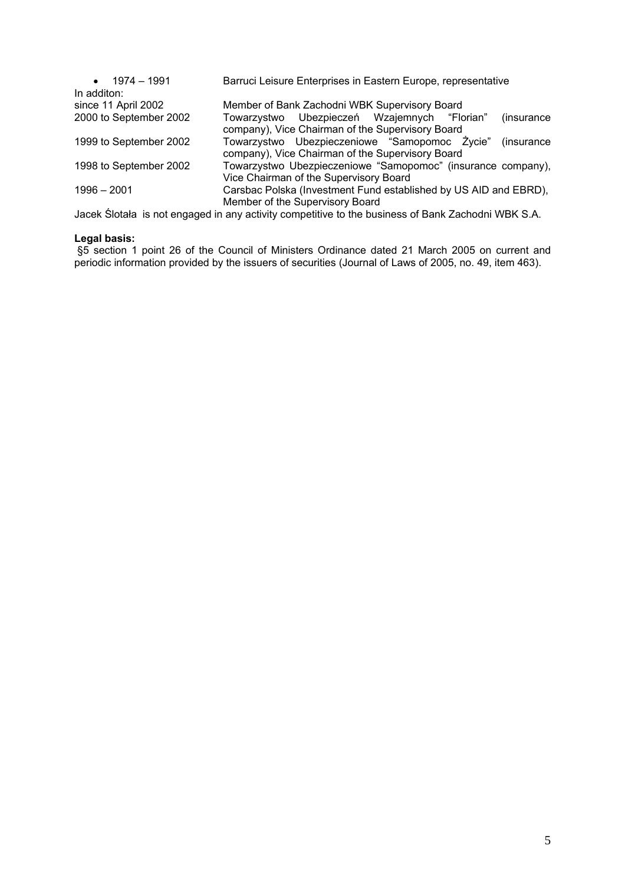- 1974 – 1991 Barruci Leisure Enterprises in Eastern Europe, representative

In additon:

| | |
|---|---|
| since 11 April 2002 | Member of Bank Zachodni WBK Supervisory Board |
| 2000 to September 2002 | Towarzystwo Ubezpieczeń Wzajemnych "Florian" (insurance company), Vice Chairman of the Supervisory Board |
| 1999 to September 2002 | Towarzystwo Ubezpieczeniowe "Samopomoc Życie" (insurance company), Vice Chairman of the Supervisory Board |
| 1998 to September 2002 | Towarzystwo Ubezpieczeniowe "Samopomoc" (insurance company), Vice Chairman of the Supervisory Board |
| 1996 – 2001 | Carsbac Polska (Investment Fund established by US AID and EBRD), Member of the Supervisory Board |

Jacek Ślotała is not engaged in any activity competitive to the business of Bank Zachodni WBK S.A.

**Legal basis:**

§5 section 1 point 26 of the Council of Ministers Ordinance dated 21 March 2005 on current and periodic information provided by the issuers of securities (Journal of Laws of 2005, no. 49, item 463).